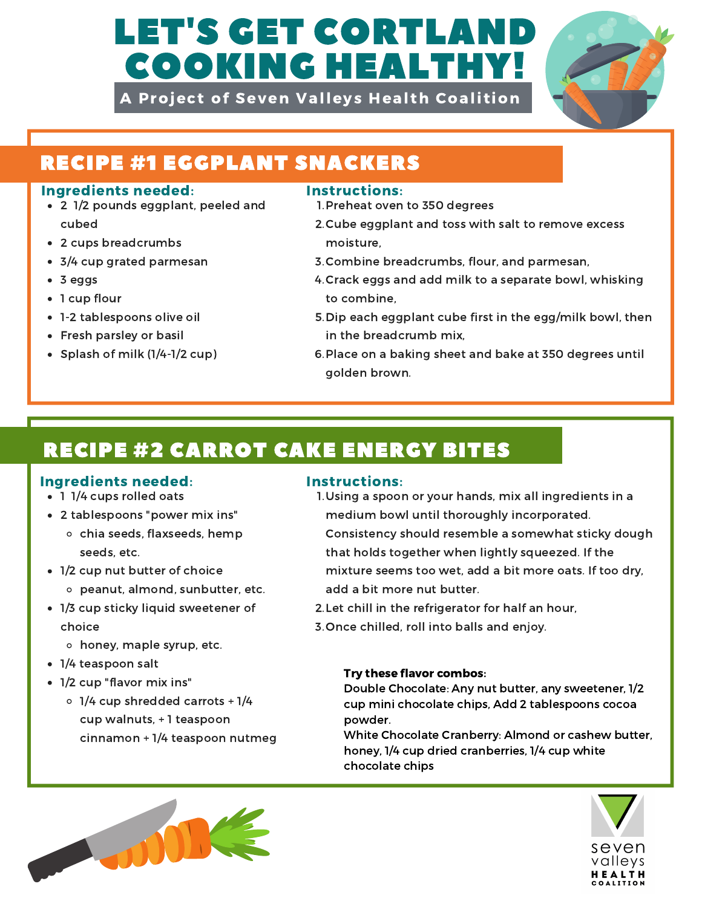# LET'S GET CORTLAND COOKING HEALTHY!

**A Project of Seven Valleys Health Coalition**

## RECIPE #1 EGGPLANT SNACKERS

### Ingredients needed:

- 2 1/2 pounds eggplant, peeled and cubed
- 2 cups breadcrumbs
- 3/4 cup grated parmesan
- 3 eggs
- 1 cup flour
- 1-2 tablespoons olive oil
- Fresh parsley or basil
- Splash of milk (1/4-1/2 cup)

### Instructions:

1. Preheat oven to 350 degrees
2. Cube eggplant and toss with salt to remove excess moisture,
3. Combine breadcrumbs, flour, and parmesan,
4. Crack eggs and add milk to a separate bowl, whisking to combine,
5. Dip each eggplant cube first in the egg/milk bowl, then in the breadcrumb mix,
6. Place on a baking sheet and bake at 350 degrees until golden brown.

## RECIPE #2 CARROT CAKE ENERGY BITES

### Ingredients needed:

- 1 1/4 cups rolled oats
- 2 tablespoons "power mix ins"
  - chia seeds, flaxseeds, hemp seeds, etc.
- 1/2 cup nut butter of choice
  - peanut, almond, sunbutter, etc.
- 1/3 cup sticky liquid sweetener of choice
  - honey, maple syrup, etc.
- 1/4 teaspoon salt
- 1/2 cup "flavor mix ins"
  - 1/4 cup shredded carrots + 1/4 cup walnuts, + 1 teaspoon cinnamon + 1/4 teaspoon nutmeg

### Instructions:

1. Using a spoon or your hands, mix all ingredients in a medium bowl until thoroughly incorporated. Consistency should resemble a somewhat sticky dough that holds together when lightly squeezed. If the mixture seems too wet, add a bit more oats. If too dry, add a bit more nut butter.
2. Let chill in the refrigerator for half an hour,
3. Once chilled, roll into balls and enjoy.

**Try these flavor combos:**
Double Chocolate: Any nut butter, any sweetener, 1/2 cup mini chocolate chips, Add 2 tablespoons cocoa powder.
White Chocolate Cranberry: Almond or cashew butter, honey, 1/4 cup dried cranberries, 1/4 cup white chocolate chips

seven valleys HEALTH COALITION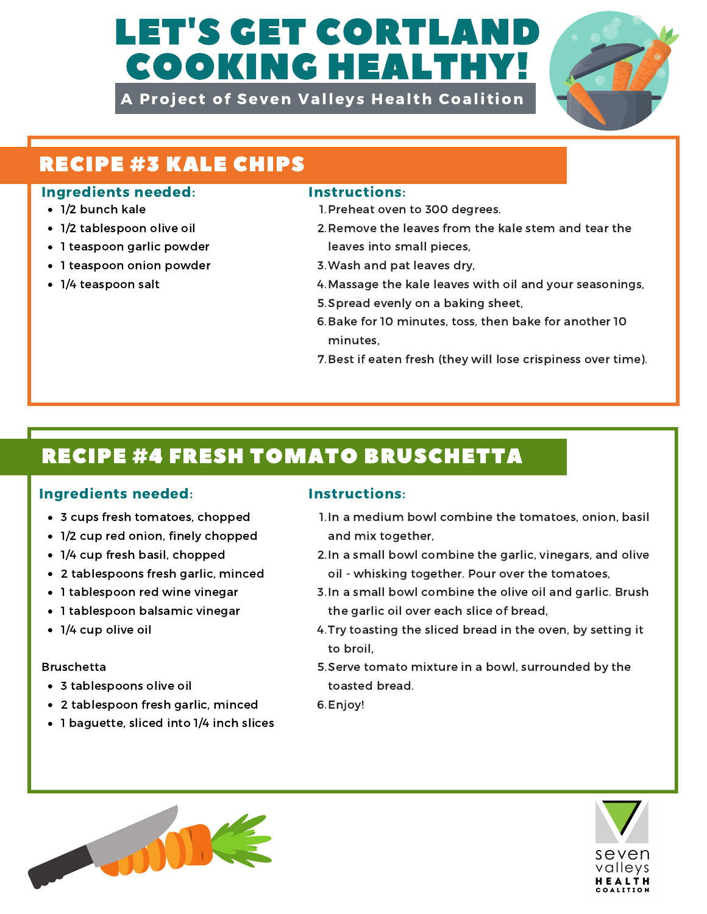# LET'S GET CORTLAND COOKING HEALTHY!

A Project of Seven Valleys Health Coalition

## RECIPE #3 KALE CHIPS

### Ingredients needed:

- 1/2 bunch kale
- 1/2 tablespoon olive oil
- 1 teaspoon garlic powder
- 1 teaspoon onion powder
- 1/4 teaspoon salt

### Instructions:

1. Preheat oven to 300 degrees.
2. Remove the leaves from the kale stem and tear the leaves into small pieces,
3. Wash and pat leaves dry,
4. Massage the kale leaves with oil and your seasonings,
5. Spread evenly on a baking sheet,
6. Bake for 10 minutes, toss, then bake for another 10 minutes,
7. Best if eaten fresh (they will lose crispiness over time).

## RECIPE #4 FRESH TOMATO BRUSCHETTA

### Ingredients needed:

- 3 cups fresh tomatoes, chopped
- 1/2 cup red onion, finely chopped
- 1/4 cup fresh basil, chopped
- 2 tablespoons fresh garlic, minced
- 1 tablespoon red wine vinegar
- 1 tablespoon balsamic vinegar
- 1/4 cup olive oil

Bruschetta

- 3 tablespoons olive oil
- 2 tablespoon fresh garlic, minced
- 1 baguette, sliced into 1/4 inch slices

### Instructions:

1. In a medium bowl combine the tomatoes, onion, basil and mix together,
2. In a small bowl combine the garlic, vinegars, and olive oil - whisking together. Pour over the tomatoes,
3. In a small bowl combine the olive oil and garlic. Brush the garlic oil over each slice of bread,
4. Try toasting the sliced bread in the oven, by setting it to broil,
5. Serve tomato mixture in a bowl, surrounded by the toasted bread.
6. Enjoy!

seven valleys HEALTH COALITION